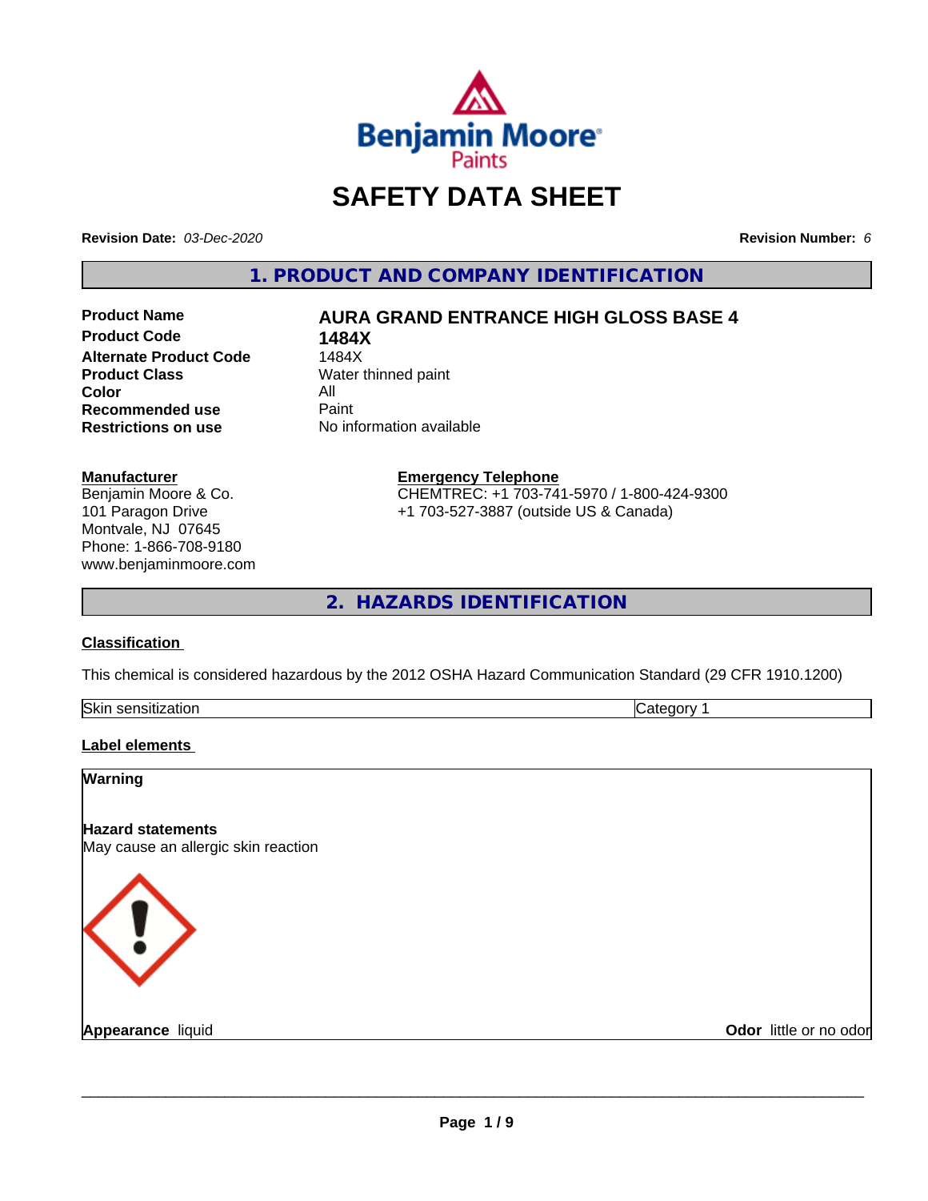# SAFETY DATA SHEET

**Revision Date:** *03-Dec-2020* **Revision Number:** *6*

## 1. PRODUCT AND COMPANY IDENTIFICATION

| | |
|---|---|
| **Product Name** | **AURA GRAND ENTRANCE HIGH GLOSS BASE 4** |
| **Product Code** | **1484X** |
| **Alternate Product Code** | 1484X |
| **Product Class** | Water thinned paint |
| **Color** | All |
| **Recommended use** | Paint |
| **Restrictions on use** | No information available |

**Manufacturer**
Benjamin Moore & Co.
101 Paragon Drive
Montvale, NJ 07645
Phone: 1-866-708-9180
www.benjaminmoore.com

**Emergency Telephone**
CHEMTREC: +1 703-741-5970 / 1-800-424-9300
+1 703-527-3887 (outside US & Canada)

## 2. HAZARDS IDENTIFICATION

**Classification**

This chemical is considered hazardous by the 2012 OSHA Hazard Communication Standard (29 CFR 1910.1200)

| | |
|---|---|
| Skin sensitization | Category 1 |

**Label elements**

**Warning**

**Hazard statements**
May cause an allergic skin reaction

**Appearance** liquid **Odor** little or no odor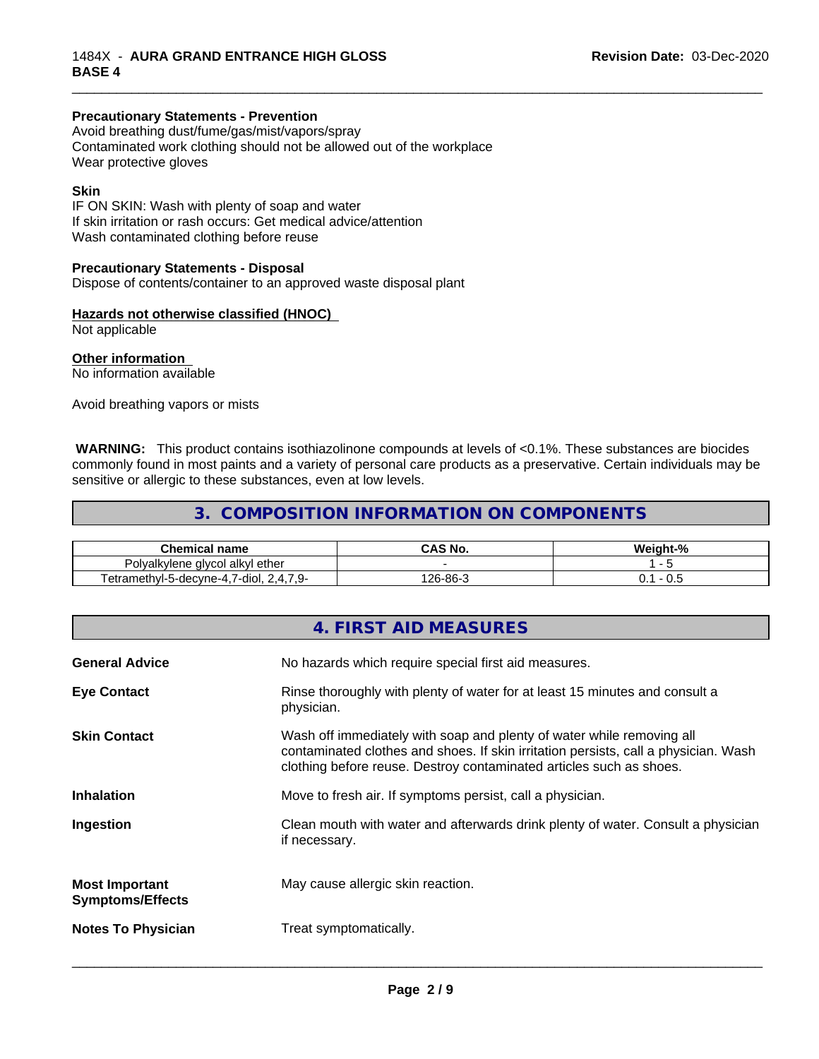**Precautionary Statements - Prevention**
Avoid breathing dust/fume/gas/mist/vapors/spray
Contaminated work clothing should not be allowed out of the workplace
Wear protective gloves

**Skin**
IF ON SKIN: Wash with plenty of soap and water
If skin irritation or rash occurs: Get medical advice/attention
Wash contaminated clothing before reuse

**Precautionary Statements - Disposal**
Dispose of contents/container to an approved waste disposal plant

**Hazards not otherwise classified (HNOC)**
Not applicable

**Other information**
No information available

Avoid breathing vapors or mists

**WARNING:** This product contains isothiazolinone compounds at levels of <0.1%. These substances are biocides commonly found in most paints and a variety of personal care products as a preservative. Certain individuals may be sensitive or allergic to these substances, even at low levels.

## 3. COMPOSITION INFORMATION ON COMPONENTS

| Chemical name | CAS No. | Weight-% |
|---|---|---|
| Polyalkylene glycol alkyl ether | - | 1 - 5 |
| Tetramethyl-5-decyne-4,7-diol, 2,4,7,9- | 126-86-3 | 0.1 - 0.5 |

## 4. FIRST AID MEASURES

**General Advice**
No hazards which require special first aid measures.

**Eye Contact**
Rinse thoroughly with plenty of water for at least 15 minutes and consult a physician.

**Skin Contact**
Wash off immediately with soap and plenty of water while removing all contaminated clothes and shoes. If skin irritation persists, call a physician. Wash clothing before reuse. Destroy contaminated articles such as shoes.

**Inhalation**
Move to fresh air. If symptoms persist, call a physician.

**Ingestion**
Clean mouth with water and afterwards drink plenty of water. Consult a physician if necessary.

**Most Important Symptoms/Effects**
May cause allergic skin reaction.

**Notes To Physician**
Treat symptomatically.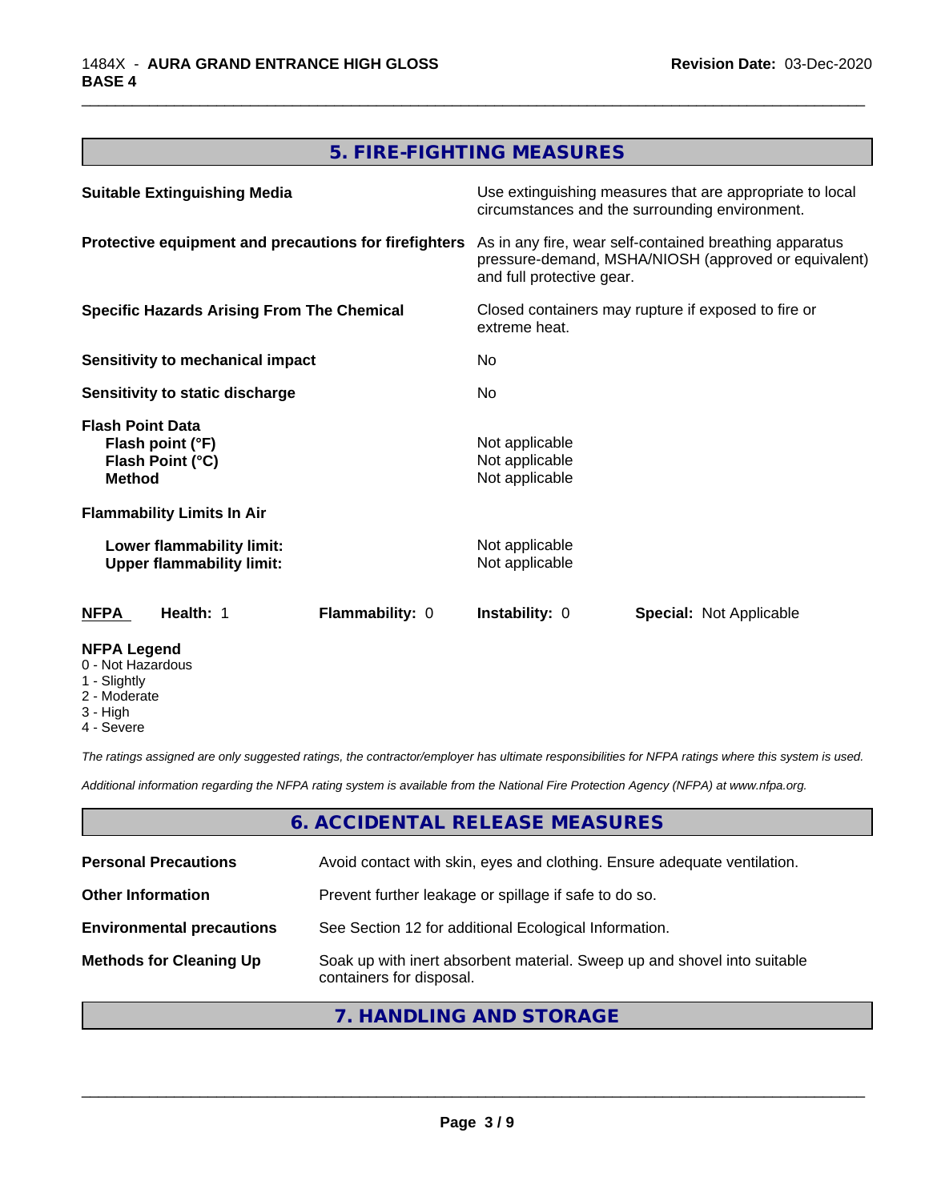## 5. FIRE-FIGHTING MEASURES

| | |
|---|---|
| **Suitable Extinguishing Media** | Use extinguishing measures that are appropriate to local circumstances and the surrounding environment. |
| **Protective equipment and precautions for firefighters** | As in any fire, wear self-contained breathing apparatus pressure-demand, MSHA/NIOSH (approved or equivalent) and full protective gear. |
| **Specific Hazards Arising From The Chemical** | Closed containers may rupture if exposed to fire or extreme heat. |
| **Sensitivity to mechanical impact** | No |
| **Sensitivity to static discharge** | No |

**Flash Point Data**

| | |
|---|---|
| **Flash point (°F)** | Not applicable |
| **Flash Point (°C)** | Not applicable |
| **Method** | Not applicable |

**Flammability Limits In Air**

| | |
|---|---|
| **Lower flammability limit:** | Not applicable |
| **Upper flammability limit:** | Not applicable |

| **NFPA** | **Health:** 1 | **Flammability:** 0 | **Instability:** 0 | **Special:** Not Applicable |
|---|---|---|---|---|

**NFPA Legend**
- 0 - Not Hazardous
- 1 - Slightly
- 2 - Moderate
- 3 - High
- 4 - Severe

*The ratings assigned are only suggested ratings, the contractor/employer has ultimate responsibilities for NFPA ratings where this system is used.*

*Additional information regarding the NFPA rating system is available from the National Fire Protection Agency (NFPA) at www.nfpa.org.*

## 6. ACCIDENTAL RELEASE MEASURES

| | |
|---|---|
| **Personal Precautions** | Avoid contact with skin, eyes and clothing. Ensure adequate ventilation. |
| **Other Information** | Prevent further leakage or spillage if safe to do so. |
| **Environmental precautions** | See Section 12 for additional Ecological Information. |
| **Methods for Cleaning Up** | Soak up with inert absorbent material. Sweep up and shovel into suitable containers for disposal. |

## 7. HANDLING AND STORAGE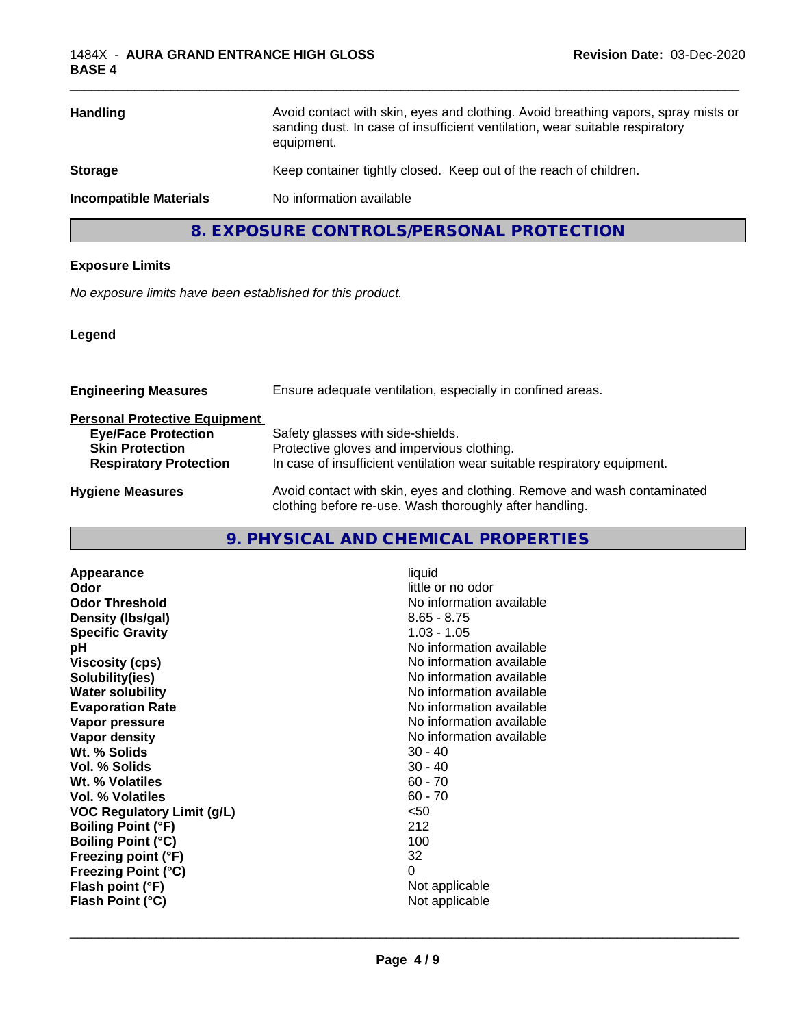| | |
|---|---|
| **Handling** | Avoid contact with skin, eyes and clothing. Avoid breathing vapors, spray mists or sanding dust. In case of insufficient ventilation, wear suitable respiratory equipment. |
| **Storage** | Keep container tightly closed. Keep out of the reach of children. |
| **Incompatible Materials** | No information available |

## 8. EXPOSURE CONTROLS/PERSONAL PROTECTION

**Exposure Limits**

*No exposure limits have been established for this product.*

**Legend**

| | |
|---|---|
| **Engineering Measures** | Ensure adequate ventilation, especially in confined areas. |
| **Personal Protective Equipment** | |
| **Eye/Face Protection** | Safety glasses with side-shields. |
| **Skin Protection** | Protective gloves and impervious clothing. |
| **Respiratory Protection** | In case of insufficient ventilation wear suitable respiratory equipment. |
| **Hygiene Measures** | Avoid contact with skin, eyes and clothing. Remove and wash contaminated clothing before re-use. Wash thoroughly after handling. |

## 9. PHYSICAL AND CHEMICAL PROPERTIES

| | |
|---|---|
| **Appearance** | liquid |
| **Odor** | little or no odor |
| **Odor Threshold** | No information available |
| **Density (lbs/gal)** | 8.65 - 8.75 |
| **Specific Gravity** | 1.03 - 1.05 |
| **pH** | No information available |
| **Viscosity (cps)** | No information available |
| **Solubility(ies)** | No information available |
| **Water solubility** | No information available |
| **Evaporation Rate** | No information available |
| **Vapor pressure** | No information available |
| **Vapor density** | No information available |
| **Wt. % Solids** | 30 - 40 |
| **Vol. % Solids** | 30 - 40 |
| **Wt. % Volatiles** | 60 - 70 |
| **Vol. % Volatiles** | 60 - 70 |
| **VOC Regulatory Limit (g/L)** | <50 |
| **Boiling Point (°F)** | 212 |
| **Boiling Point (°C)** | 100 |
| **Freezing point (°F)** | 32 |
| **Freezing Point (°C)** | 0 |
| **Flash point (°F)** | Not applicable |
| **Flash Point (°C)** | Not applicable |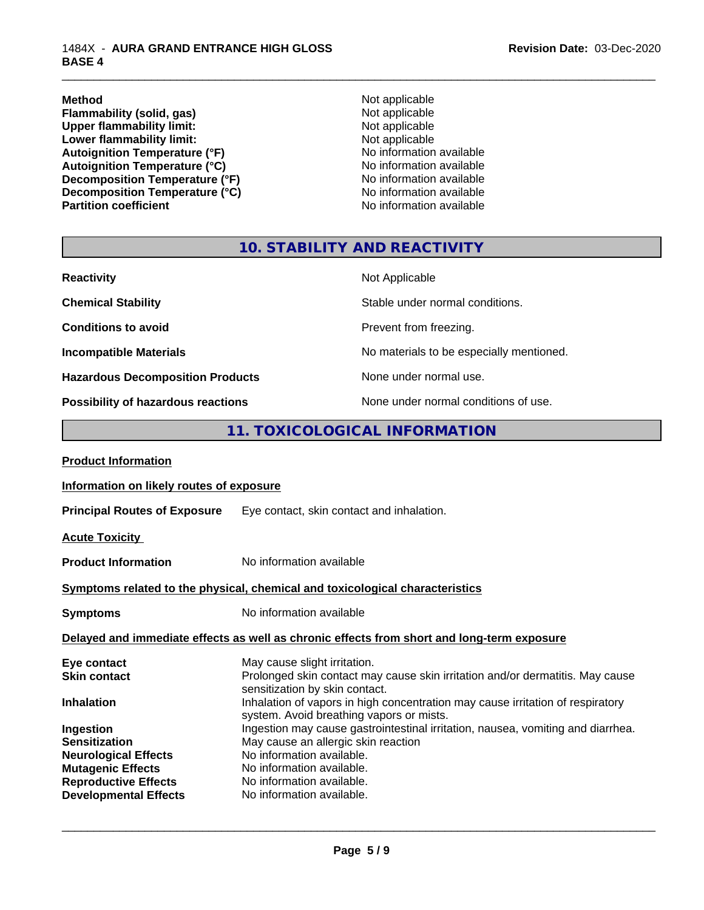| | |
|---|---|
| **Method** | Not applicable |
| **Flammability (solid, gas)** | Not applicable |
| **Upper flammability limit:** | Not applicable |
| **Lower flammability limit:** | Not applicable |
| **Autoignition Temperature (°F)** | No information available |
| **Autoignition Temperature (°C)** | No information available |
| **Decomposition Temperature (°F)** | No information available |
| **Decomposition Temperature (°C)** | No information available |
| **Partition coefficient** | No information available |

## 10. STABILITY AND REACTIVITY

| | |
|---|---|
| **Reactivity** | Not Applicable |
| **Chemical Stability** | Stable under normal conditions. |
| **Conditions to avoid** | Prevent from freezing. |
| **Incompatible Materials** | No materials to be especially mentioned. |
| **Hazardous Decomposition Products** | None under normal use. |
| **Possibility of hazardous reactions** | None under normal conditions of use. |

## 11. TOXICOLOGICAL INFORMATION

**Product Information**

**Information on likely routes of exposure**

**Principal Routes of Exposure** Eye contact, skin contact and inhalation.

**Acute Toxicity**

**Product Information** No information available

**Symptoms related to the physical, chemical and toxicological characteristics**

**Symptoms** No information available

**Delayed and immediate effects as well as chronic effects from short and long-term exposure**

| | |
|---|---|
| **Eye contact** | May cause slight irritation. |
| **Skin contact** | Prolonged skin contact may cause skin irritation and/or dermatitis. May cause sensitization by skin contact. |
| **Inhalation** | Inhalation of vapors in high concentration may cause irritation of respiratory system. Avoid breathing vapors or mists. |
| **Ingestion** | Ingestion may cause gastrointestinal irritation, nausea, vomiting and diarrhea. |
| **Sensitization** | May cause an allergic skin reaction |
| **Neurological Effects** | No information available. |
| **Mutagenic Effects** | No information available. |
| **Reproductive Effects** | No information available. |
| **Developmental Effects** | No information available. |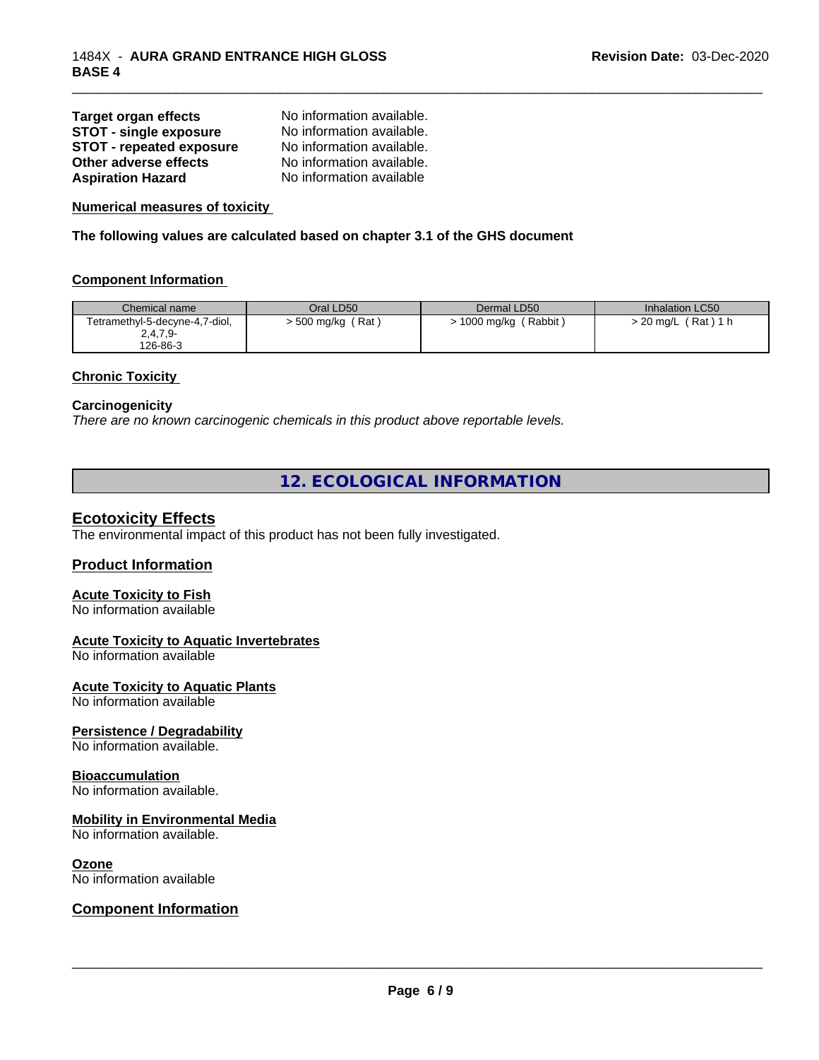| | |
|---|---|
| **Target organ effects** | No information available. |
| **STOT - single exposure** | No information available. |
| **STOT - repeated exposure** | No information available. |
| **Other adverse effects** | No information available. |
| **Aspiration Hazard** | No information available |

**Numerical measures of toxicity**

**The following values are calculated based on chapter 3.1 of the GHS document**

**Component Information**

| Chemical name | Oral LD50 | Dermal LD50 | Inhalation LC50 |
|---|---|---|---|
| Tetramethyl-5-decyne-4,7-diol, 2,4,7,9- 126-86-3 | > 500 mg/kg ( Rat ) | > 1000 mg/kg ( Rabbit ) | > 20 mg/L ( Rat ) 1 h |

**Chronic Toxicity**

**Carcinogenicity**

*There are no known carcinogenic chemicals in this product above reportable levels.*

## 12. ECOLOGICAL INFORMATION

### Ecotoxicity Effects

The environmental impact of this product has not been fully investigated.

### Product Information

**Acute Toxicity to Fish**

No information available

**Acute Toxicity to Aquatic Invertebrates**

No information available

**Acute Toxicity to Aquatic Plants**

No information available

**Persistence / Degradability**

No information available.

**Bioaccumulation**

No information available.

**Mobility in Environmental Media**

No information available.

**Ozone**

No information available

### Component Information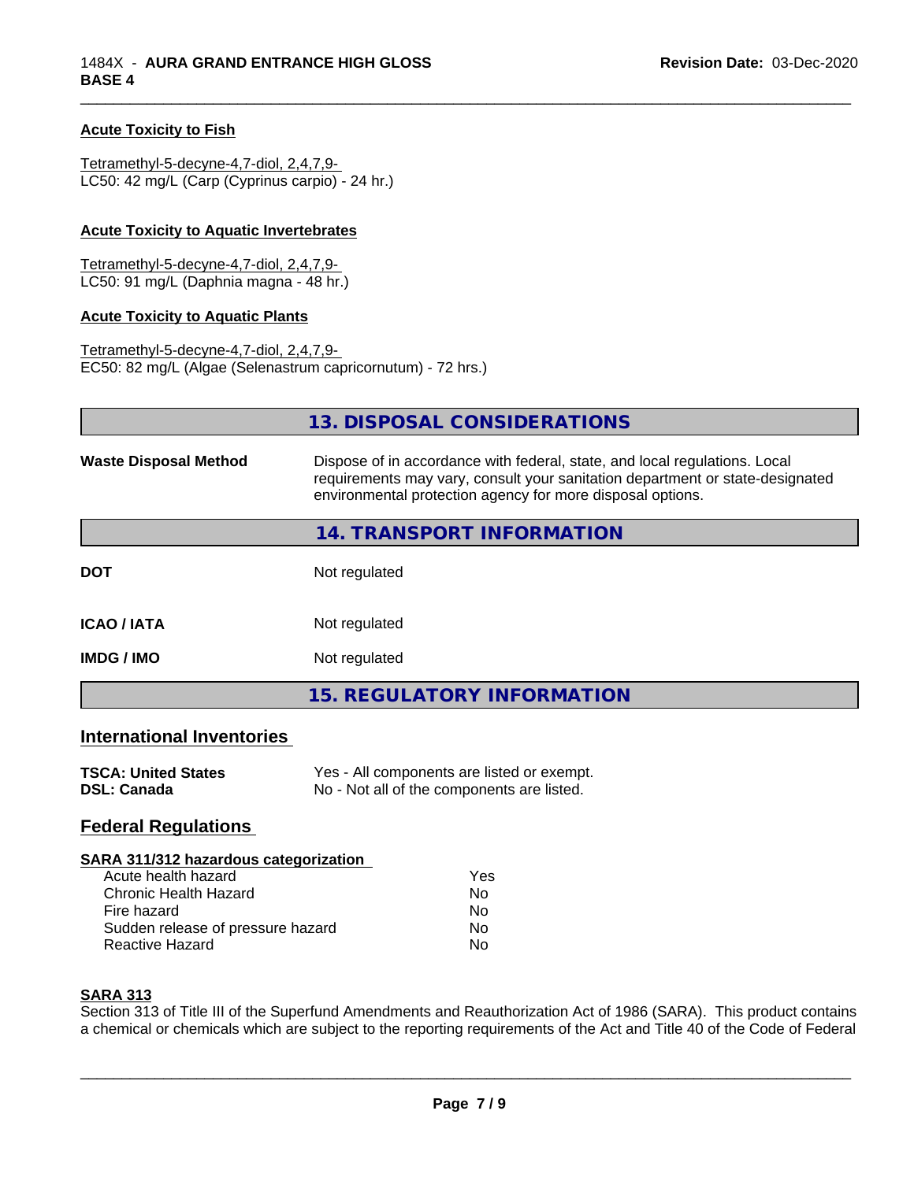### Acute Toxicity to Fish

Tetramethyl-5-decyne-4,7-diol, 2,4,7,9-
LC50: 42 mg/L (Carp (Cyprinus carpio) - 24 hr.)

### Acute Toxicity to Aquatic Invertebrates

Tetramethyl-5-decyne-4,7-diol, 2,4,7,9-
LC50: 91 mg/L (Daphnia magna - 48 hr.)

### Acute Toxicity to Aquatic Plants

Tetramethyl-5-decyne-4,7-diol, 2,4,7,9-
EC50: 82 mg/L (Algae (Selenastrum capricornutum) - 72 hrs.)

## 13. DISPOSAL CONSIDERATIONS

**Waste Disposal Method** — Dispose of in accordance with federal, state, and local regulations. Local requirements may vary, consult your sanitation department or state-designated environmental protection agency for more disposal options.

## 14. TRANSPORT INFORMATION

| | |
|---|---|
| **DOT** | Not regulated |
| **ICAO / IATA** | Not regulated |
| **IMDG / IMO** | Not regulated |

## 15. REGULATORY INFORMATION

### International Inventories

| | |
|---|---|
| **TSCA: United States** | Yes - All components are listed or exempt. |
| **DSL: Canada** | No - Not all of the components are listed. |

### Federal Regulations

**SARA 311/312 hazardous categorization**

| | |
|---|---|
| Acute health hazard | Yes |
| Chronic Health Hazard | No |
| Fire hazard | No |
| Sudden release of pressure hazard | No |
| Reactive Hazard | No |

**SARA 313**

Section 313 of Title III of the Superfund Amendments and Reauthorization Act of 1986 (SARA). This product contains a chemical or chemicals which are subject to the reporting requirements of the Act and Title 40 of the Code of Federal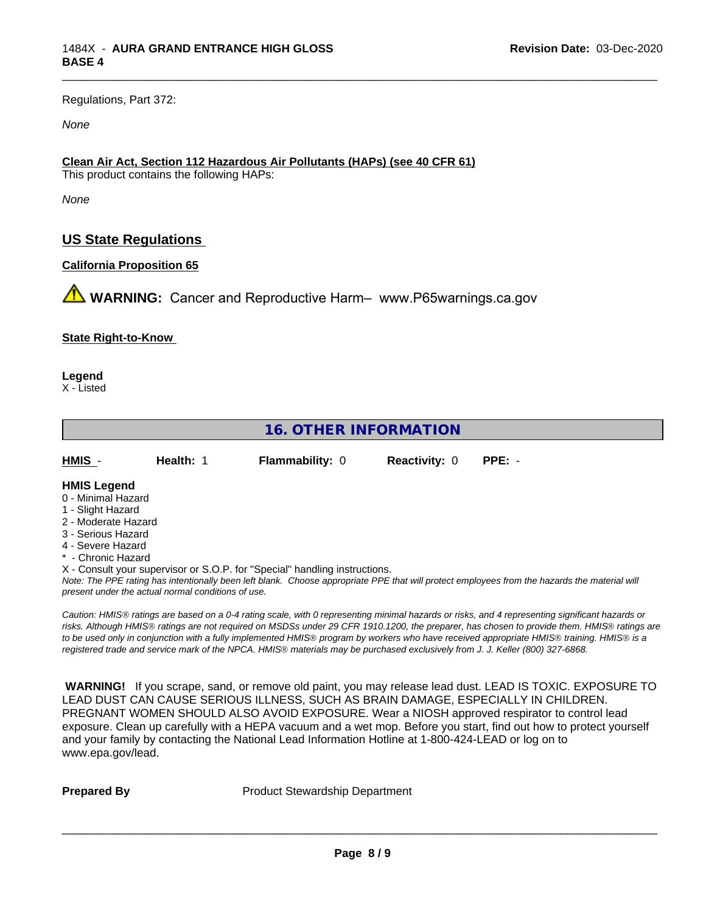Regulations, Part 372:

*None*

**Clean Air Act, Section 112 Hazardous Air Pollutants (HAPs) (see 40 CFR 61)**

This product contains the following HAPs:

*None*

## US State Regulations

**California Proposition 65**

⚠ **WARNING:** Cancer and Reproductive Harm– www.P65warnings.ca.gov

**State Right-to-Know**

**Legend**

X - Listed

## 16. OTHER INFORMATION

| HMIS - | Health: 1 | Flammability: 0 | Reactivity: 0 | PPE: - |
|---|---|---|---|---|

**HMIS Legend**

0 - Minimal Hazard
1 - Slight Hazard
2 - Moderate Hazard
3 - Serious Hazard
4 - Severe Hazard
* - Chronic Hazard
X - Consult your supervisor or S.O.P. for "Special" handling instructions.

*Note: The PPE rating has intentionally been left blank. Choose appropriate PPE that will protect employees from the hazards the material will present under the actual normal conditions of use.*

*Caution: HMIS® ratings are based on a 0-4 rating scale, with 0 representing minimal hazards or risks, and 4 representing significant hazards or risks. Although HMIS® ratings are not required on MSDSs under 29 CFR 1910.1200, the preparer, has chosen to provide them. HMIS® ratings are to be used only in conjunction with a fully implemented HMIS® program by workers who have received appropriate HMIS® training. HMIS® is a registered trade and service mark of the NPCA. HMIS® materials may be purchased exclusively from J. J. Keller (800) 327-6868.*

**WARNING!** If you scrape, sand, or remove old paint, you may release lead dust. LEAD IS TOXIC. EXPOSURE TO LEAD DUST CAN CAUSE SERIOUS ILLNESS, SUCH AS BRAIN DAMAGE, ESPECIALLY IN CHILDREN. PREGNANT WOMEN SHOULD ALSO AVOID EXPOSURE. Wear a NIOSH approved respirator to control lead exposure. Clean up carefully with a HEPA vacuum and a wet mop. Before you start, find out how to protect yourself and your family by contacting the National Lead Information Hotline at 1-800-424-LEAD or log on to www.epa.gov/lead.

**Prepared By** Product Stewardship Department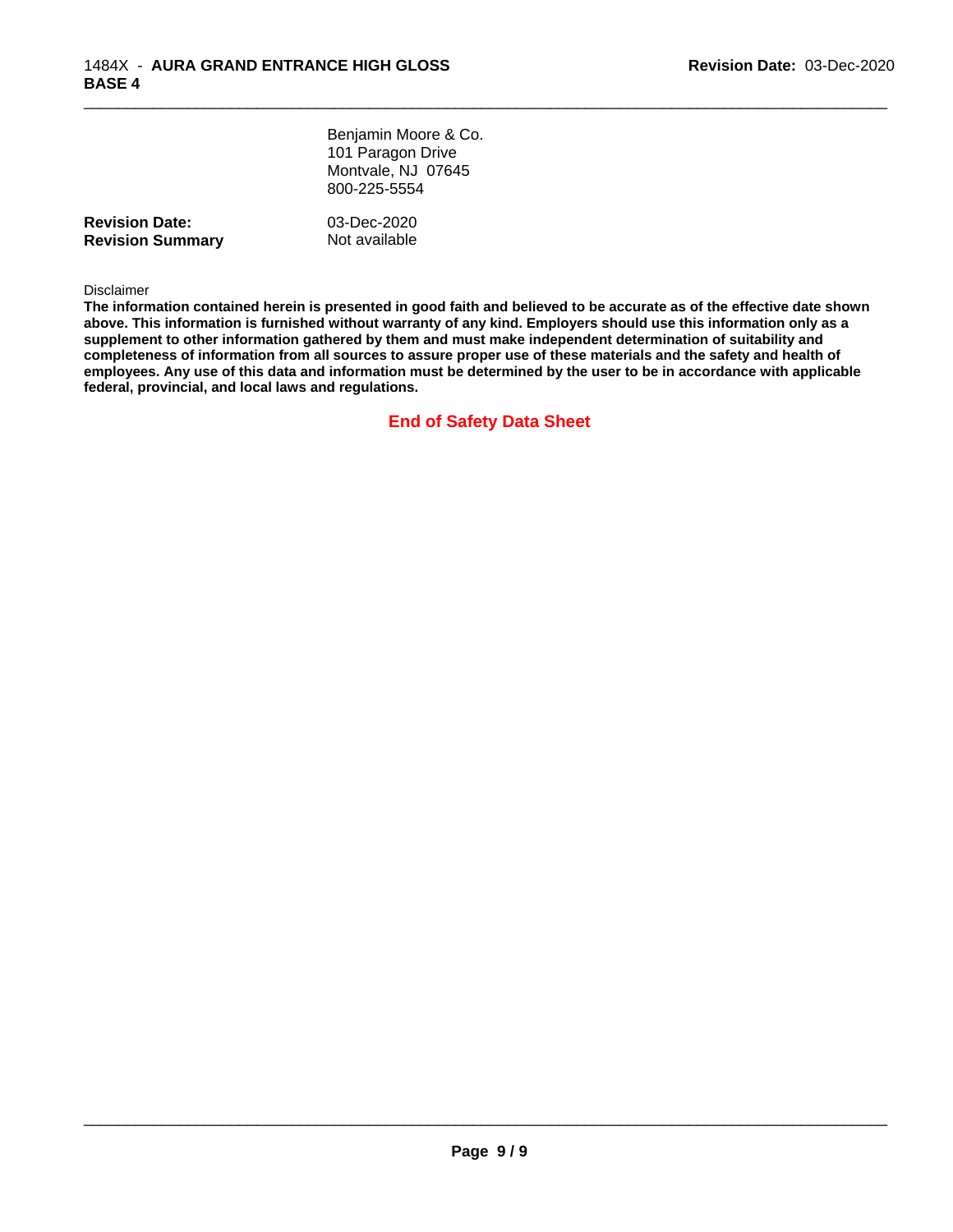Benjamin Moore & Co.
101 Paragon Drive
Montvale, NJ 07645
800-225-5554

| | |
|---|---|
| **Revision Date:** | 03-Dec-2020 |
| **Revision Summary** | Not available |

Disclaimer

**The information contained herein is presented in good faith and believed to be accurate as of the effective date shown above. This information is furnished without warranty of any kind. Employers should use this information only as a supplement to other information gathered by them and must make independent determination of suitability and completeness of information from all sources to assure proper use of these materials and the safety and health of employees. Any use of this data and information must be determined by the user to be in accordance with applicable federal, provincial, and local laws and regulations.**

**End of Safety Data Sheet**